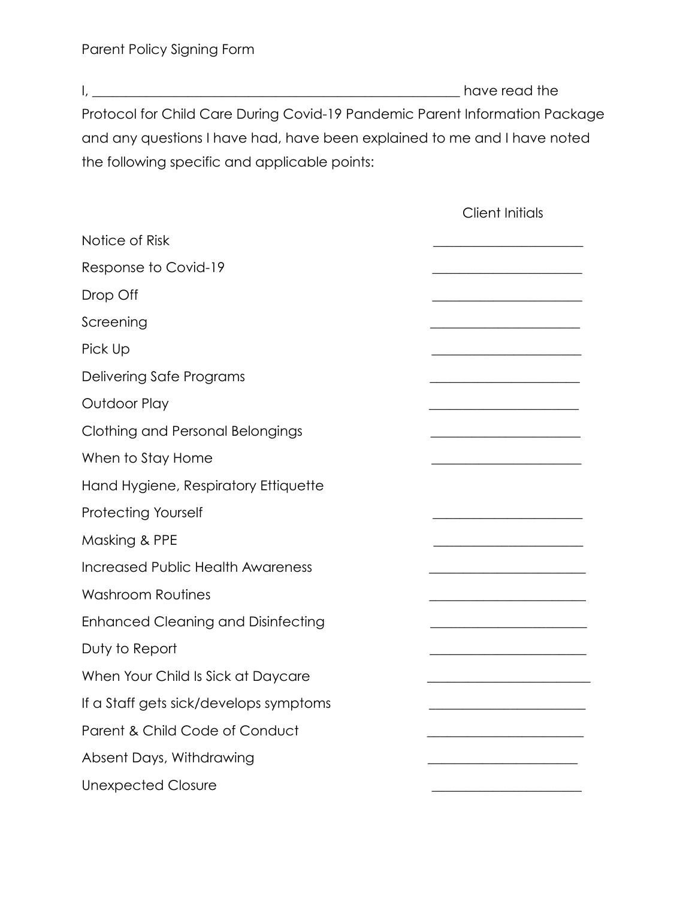Parent Policy Signing Form

I, ______________________________________________________ have read the Protocol for Child Care During Covid-19 Pandemic Parent Information Package and any questions I have had, have been explained to me and I have noted the following specific and applicable points:

| | Client Initials |
|---|---|
| Notice of Risk | ______________________ |
| Response to Covid-19 | ______________________ |
| Drop Off | ______________________ |
| Screening | ______________________ |
| Pick Up | ______________________ |
| Delivering Safe Programs | ______________________ |
| Outdoor Play | ______________________ |
| Clothing and Personal Belongings | ______________________ |
| When to Stay Home | ______________________ |
| Hand Hygiene, Respiratory Ettiquette | |
| Protecting Yourself | ______________________ |
| Masking & PPE | ______________________ |
| Increased Public Health Awareness | ______________________ |
| Washroom Routines | ______________________ |
| Enhanced Cleaning and Disinfecting | ______________________ |
| Duty to Report | ______________________ |
| When Your Child Is Sick at Daycare | ______________________ |
| If a Staff gets sick/develops symptoms | ______________________ |
| Parent & Child Code of Conduct | ______________________ |
| Absent Days, Withdrawing | ______________________ |
| Unexpected Closure | ______________________ |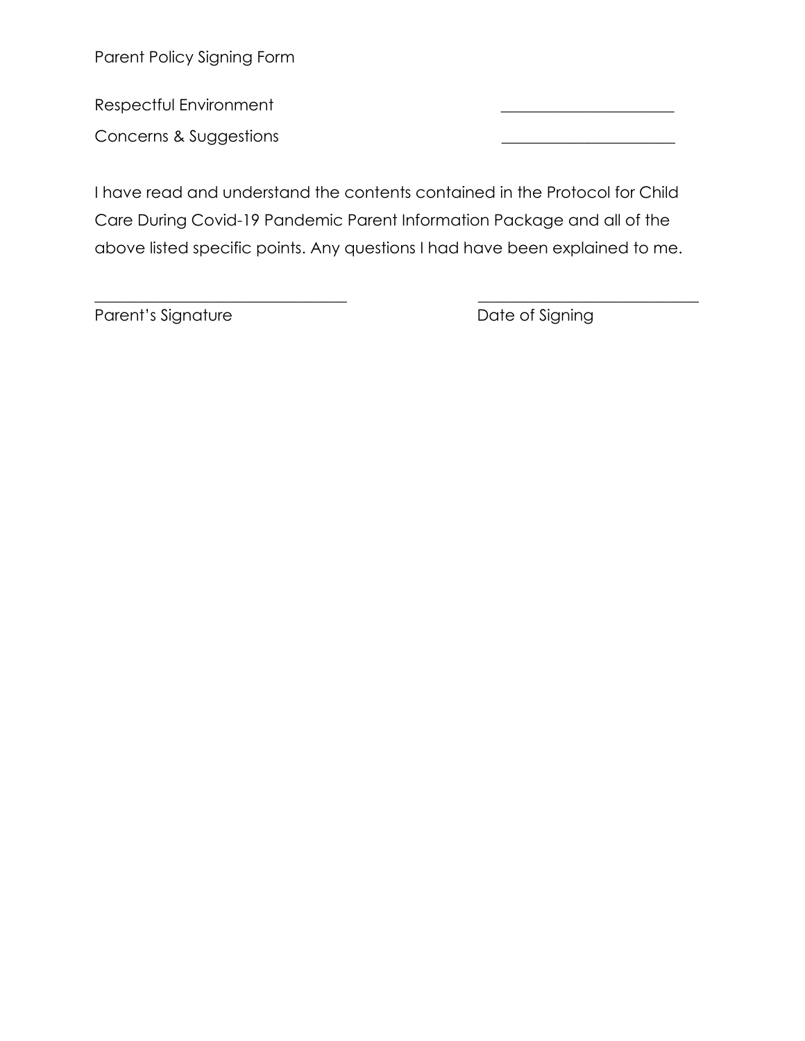Parent Policy Signing Form

Respectful Environment ______________________

Concerns & Suggestions ______________________

I have read and understand the contents contained in the Protocol for Child Care During Covid-19 Pandemic Parent Information Package and all of the above listed specific points. Any questions I had have been explained to me.

________________________________ ____________________________

Parent's Signature Date of Signing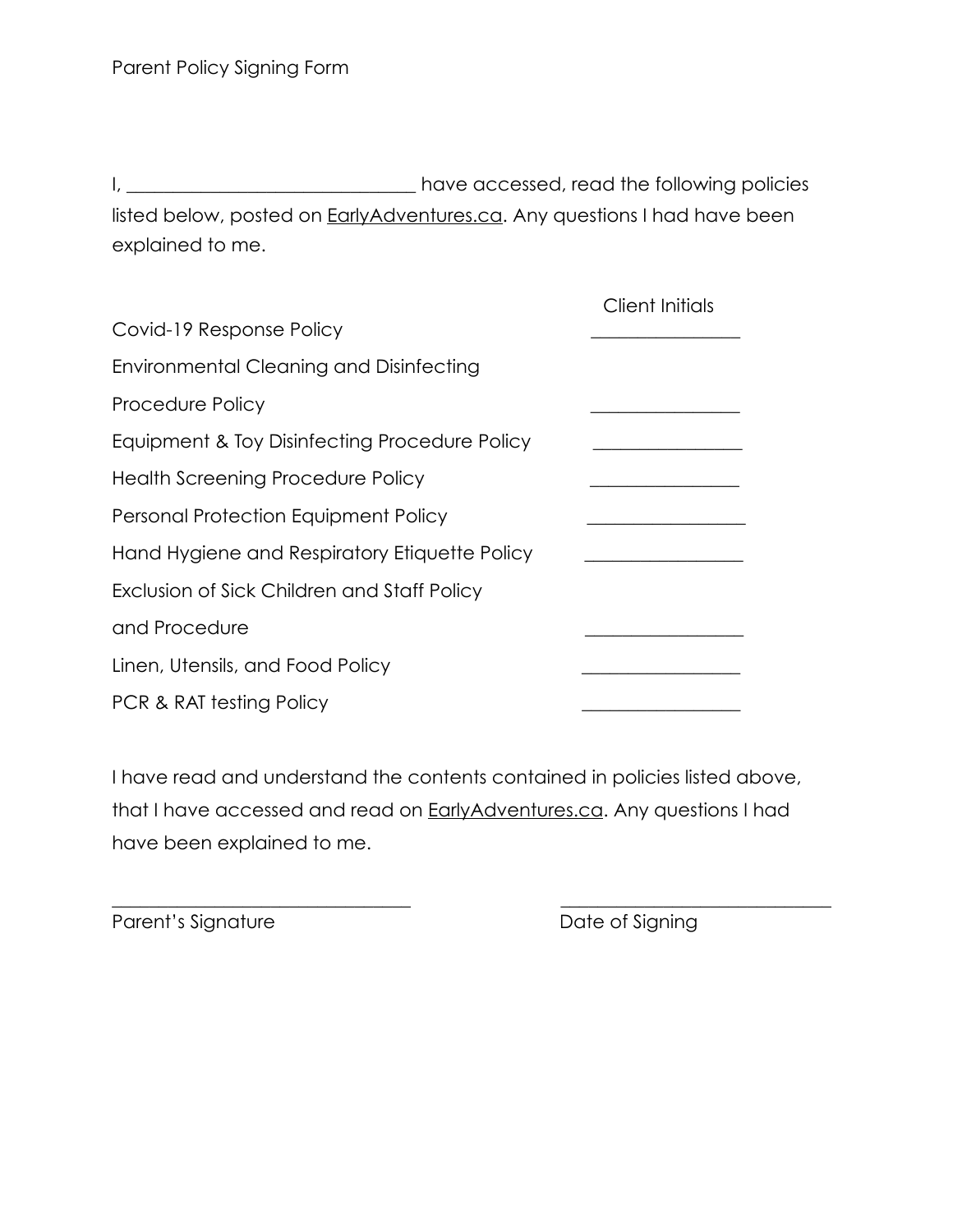Parent Policy Signing Form

I, ______________________________ have accessed, read the following policies listed below, posted on EarlyAdventures.ca. Any questions I had have been explained to me.

| | Client Initials |
|---|---|
| Covid-19 Response Policy | ________________ |
| Environmental Cleaning and Disinfecting Procedure Policy | ________________ |
| Equipment & Toy Disinfecting Procedure Policy | ________________ |
| Health Screening Procedure Policy | ________________ |
| Personal Protection Equipment Policy | ________________ |
| Hand Hygiene and Respiratory Etiquette Policy | ________________ |
| Exclusion of Sick Children and Staff Policy and Procedure | ________________ |
| Linen, Utensils, and Food Policy | ________________ |
| PCR & RAT testing Policy | ________________ |

I have read and understand the contents contained in policies listed above, that I have accessed and read on EarlyAdventures.ca. Any questions I had have been explained to me.

________________________________ ________________________________

Parent's Signature Date of Signing